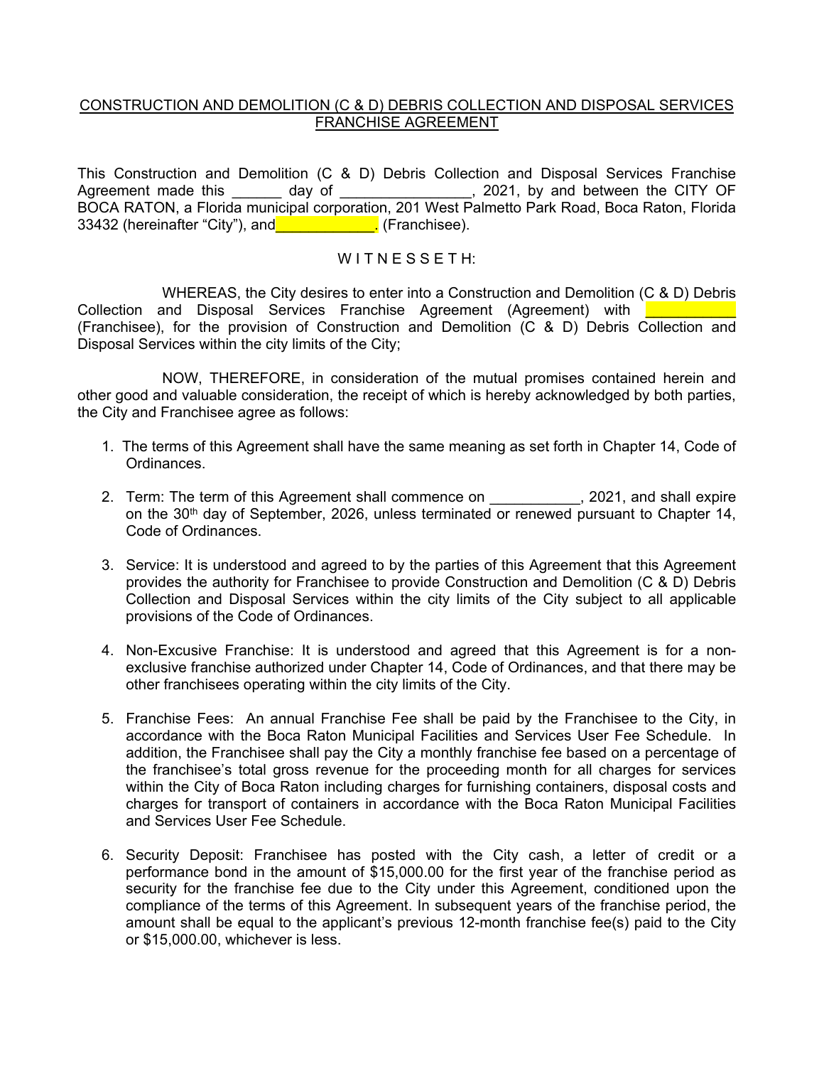<u>CONSTRUCTION AND DEMOLITION (C & D) DEBRIS COLLECTION AND DISPOSAL SERVICES FRANCHISE AGREEMENT</u>

This Construction and Demolition (C & D) Debris Collection and Disposal Services Franchise Agreement made this ______ day of ________________, 2021, by and between the CITY OF BOCA RATON, a Florida municipal corporation, 201 West Palmetto Park Road, Boca Raton, Florida 33432 (hereinafter "City"), and____________. (Franchisee).

W I T N E S S E T H:

WHEREAS, the City desires to enter into a Construction and Demolition (C & D) Debris Collection and Disposal Services Franchise Agreement (Agreement) with ___________ (Franchisee), for the provision of Construction and Demolition (C & D) Debris Collection and Disposal Services within the city limits of the City;

NOW, THEREFORE, in consideration of the mutual promises contained herein and other good and valuable consideration, the receipt of which is hereby acknowledged by both parties, the City and Franchisee agree as follows:

1. The terms of this Agreement shall have the same meaning as set forth in Chapter 14, Code of Ordinances.

2. Term: The term of this Agreement shall commence on ___________, 2021, and shall expire on the 30th day of September, 2026, unless terminated or renewed pursuant to Chapter 14, Code of Ordinances.

3. Service: It is understood and agreed to by the parties of this Agreement that this Agreement provides the authority for Franchisee to provide Construction and Demolition (C & D) Debris Collection and Disposal Services within the city limits of the City subject to all applicable provisions of the Code of Ordinances.

4. Non-Excusive Franchise: It is understood and agreed that this Agreement is for a non-exclusive franchise authorized under Chapter 14, Code of Ordinances, and that there may be other franchisees operating within the city limits of the City.

5. Franchise Fees: An annual Franchise Fee shall be paid by the Franchisee to the City, in accordance with the Boca Raton Municipal Facilities and Services User Fee Schedule. In addition, the Franchisee shall pay the City a monthly franchise fee based on a percentage of the franchisee's total gross revenue for the proceeding month for all charges for services within the City of Boca Raton including charges for furnishing containers, disposal costs and charges for transport of containers in accordance with the Boca Raton Municipal Facilities and Services User Fee Schedule.

6. Security Deposit: Franchisee has posted with the City cash, a letter of credit or a performance bond in the amount of $15,000.00 for the first year of the franchise period as security for the franchise fee due to the City under this Agreement, conditioned upon the compliance of the terms of this Agreement. In subsequent years of the franchise period, the amount shall be equal to the applicant's previous 12-month franchise fee(s) paid to the City or $15,000.00, whichever is less.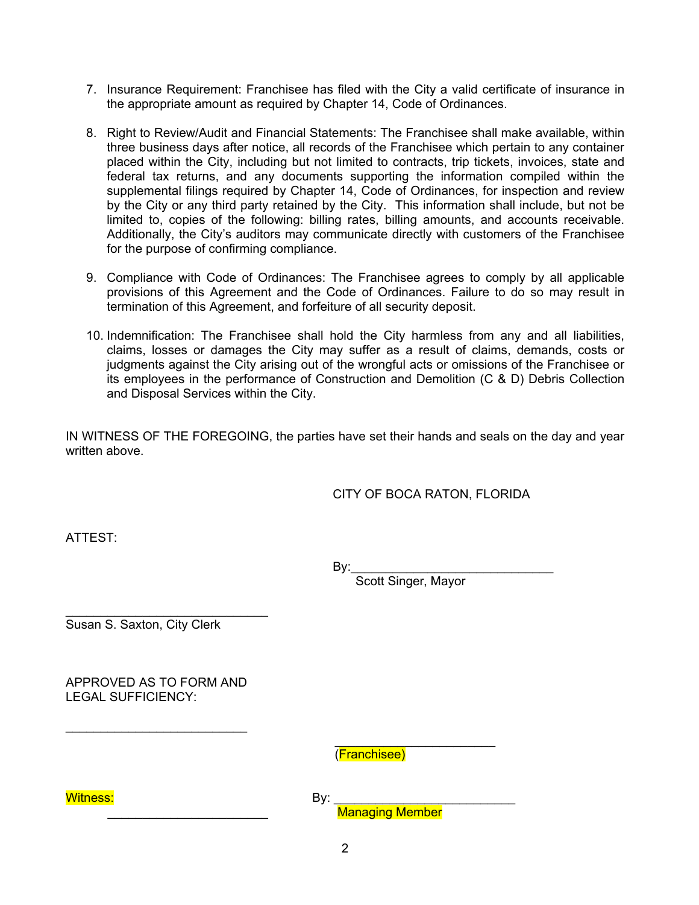7. Insurance Requirement: Franchisee has filed with the City a valid certificate of insurance in the appropriate amount as required by Chapter 14, Code of Ordinances.

8. Right to Review/Audit and Financial Statements: The Franchisee shall make available, within three business days after notice, all records of the Franchisee which pertain to any container placed within the City, including but not limited to contracts, trip tickets, invoices, state and federal tax returns, and any documents supporting the information compiled within the supplemental filings required by Chapter 14, Code of Ordinances, for inspection and review by the City or any third party retained by the City. This information shall include, but not be limited to, copies of the following: billing rates, billing amounts, and accounts receivable. Additionally, the City's auditors may communicate directly with customers of the Franchisee for the purpose of confirming compliance.

9. Compliance with Code of Ordinances: The Franchisee agrees to comply by all applicable provisions of this Agreement and the Code of Ordinances. Failure to do so may result in termination of this Agreement, and forfeiture of all security deposit.

10. Indemnification: The Franchisee shall hold the City harmless from any and all liabilities, claims, losses or damages the City may suffer as a result of claims, demands, costs or judgments against the City arising out of the wrongful acts or omissions of the Franchisee or its employees in the performance of Construction and Demolition (C & D) Debris Collection and Disposal Services within the City.

IN WITNESS OF THE FOREGOING, the parties have set their hands and seals on the day and year written above.

CITY OF BOCA RATON, FLORIDA

ATTEST:

By:_____________________________
Scott Singer, Mayor

_____________________________
Susan S. Saxton, City Clerk

APPROVED AS TO FORM AND
LEGAL SUFFICIENCY:

__________________________

_______________________
(Franchisee)

Witness: _______________________

By: __________________________
Managing Member